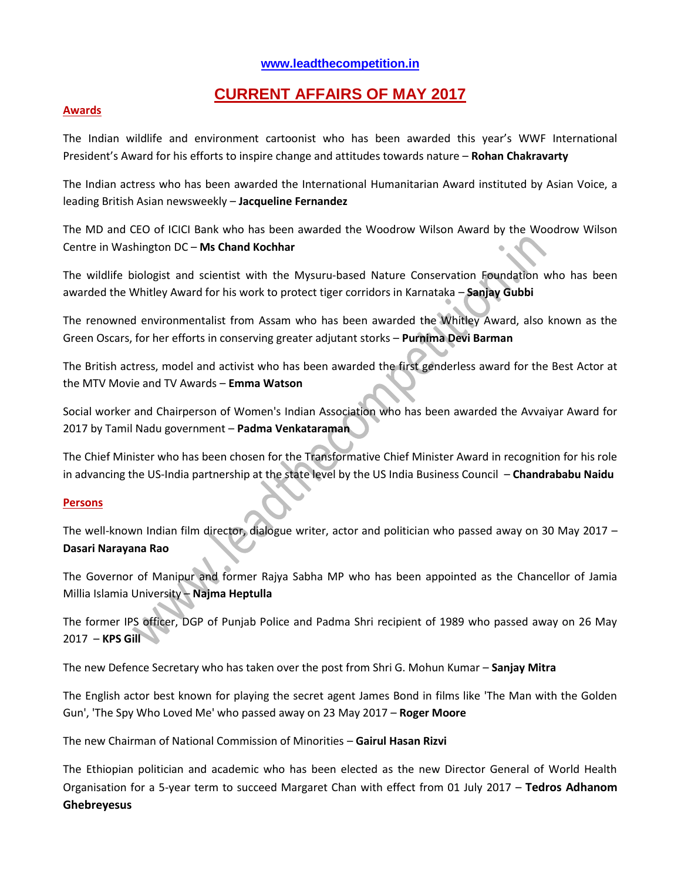www.leadthecompetition.in

# CURRENT AFFAIRS OF MAY 2017

## Awards

The Indian wildlife and environment cartoonist who has been awarded this year's WWF International President's Award for his efforts to inspire change and attitudes towards nature – **Rohan Chakravarty**

The Indian actress who has been awarded the International Humanitarian Award instituted by Asian Voice, a leading British Asian newsweekly – **Jacqueline Fernandez**

The MD and CEO of ICICI Bank who has been awarded the Woodrow Wilson Award by the Woodrow Wilson Centre in Washington DC – **Ms Chand Kochhar**

The wildlife biologist and scientist with the Mysuru-based Nature Conservation Foundation who has been awarded the Whitley Award for his work to protect tiger corridors in Karnataka – **Sanjay Gubbi**

The renowned environmentalist from Assam who has been awarded the Whitley Award, also known as the Green Oscars, for her efforts in conserving greater adjutant storks – **Purnima Devi Barman**

The British actress, model and activist who has been awarded the first genderless award for the Best Actor at the MTV Movie and TV Awards – **Emma Watson**

Social worker and Chairperson of Women's Indian Association who has been awarded the Avvaiyar Award for 2017 by Tamil Nadu government – **Padma Venkataraman**

The Chief Minister who has been chosen for the Transformative Chief Minister Award in recognition for his role in advancing the US-India partnership at the state level by the US India Business Council – **Chandrababu Naidu**

## Persons

The well-known Indian film director, dialogue writer, actor and politician who passed away on 30 May 2017 – **Dasari Narayana Rao**

The Governor of Manipur and former Rajya Sabha MP who has been appointed as the Chancellor of Jamia Millia Islamia University – **Najma Heptulla**

The former IPS officer, DGP of Punjab Police and Padma Shri recipient of 1989 who passed away on 26 May 2017 – **KPS Gill**

The new Defence Secretary who has taken over the post from Shri G. Mohun Kumar – **Sanjay Mitra**

The English actor best known for playing the secret agent James Bond in films like 'The Man with the Golden Gun', 'The Spy Who Loved Me' who passed away on 23 May 2017 – **Roger Moore**

The new Chairman of National Commission of Minorities – **Gairul Hasan Rizvi**

The Ethiopian politician and academic who has been elected as the new Director General of World Health Organisation for a 5-year term to succeed Margaret Chan with effect from 01 July 2017 – **Tedros Adhanom Ghebreyesus**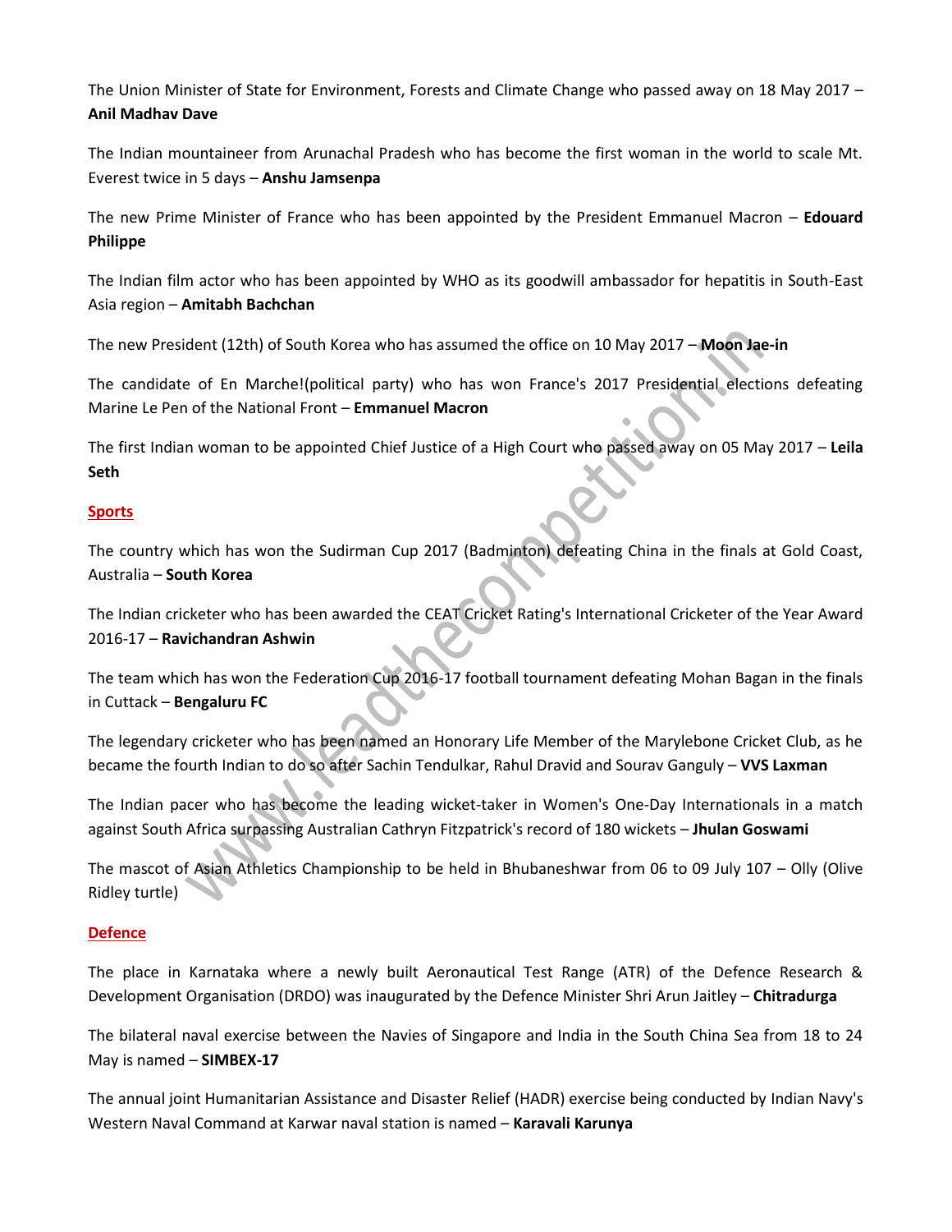The Union Minister of State for Environment, Forests and Climate Change who passed away on 18 May 2017 – **Anil Madhav Dave**

The Indian mountaineer from Arunachal Pradesh who has become the first woman in the world to scale Mt. Everest twice in 5 days – **Anshu Jamsenpa**

The new Prime Minister of France who has been appointed by the President Emmanuel Macron – **Edouard Philippe**

The Indian film actor who has been appointed by WHO as its goodwill ambassador for hepatitis in South-East Asia region – **Amitabh Bachchan**

The new President (12th) of South Korea who has assumed the office on 10 May 2017 – **Moon Jae-in**

The candidate of En Marche!(political party) who has won France's 2017 Presidential elections defeating Marine Le Pen of the National Front – **Emmanuel Macron**

The first Indian woman to be appointed Chief Justice of a High Court who passed away on 05 May 2017 – **Leila Seth**

## Sports

The country which has won the Sudirman Cup 2017 (Badminton) defeating China in the finals at Gold Coast, Australia – **South Korea**

The Indian cricketer who has been awarded the CEAT Cricket Rating's International Cricketer of the Year Award 2016-17 – **Ravichandran Ashwin**

The team which has won the Federation Cup 2016-17 football tournament defeating Mohan Bagan in the finals in Cuttack – **Bengaluru FC**

The legendary cricketer who has been named an Honorary Life Member of the Marylebone Cricket Club, as he became the fourth Indian to do so after Sachin Tendulkar, Rahul Dravid and Sourav Ganguly – **VVS Laxman**

The Indian pacer who has become the leading wicket-taker in Women's One-Day Internationals in a match against South Africa surpassing Australian Cathryn Fitzpatrick's record of 180 wickets – **Jhulan Goswami**

The mascot of Asian Athletics Championship to be held in Bhubaneshwar from 06 to 09 July 107 – Olly (Olive Ridley turtle)

## Defence

The place in Karnataka where a newly built Aeronautical Test Range (ATR) of the Defence Research & Development Organisation (DRDO) was inaugurated by the Defence Minister Shri Arun Jaitley – **Chitradurga**

The bilateral naval exercise between the Navies of Singapore and India in the South China Sea from 18 to 24 May is named – **SIMBEX-17**

The annual joint Humanitarian Assistance and Disaster Relief (HADR) exercise being conducted by Indian Navy's Western Naval Command at Karwar naval station is named – **Karavali Karunya**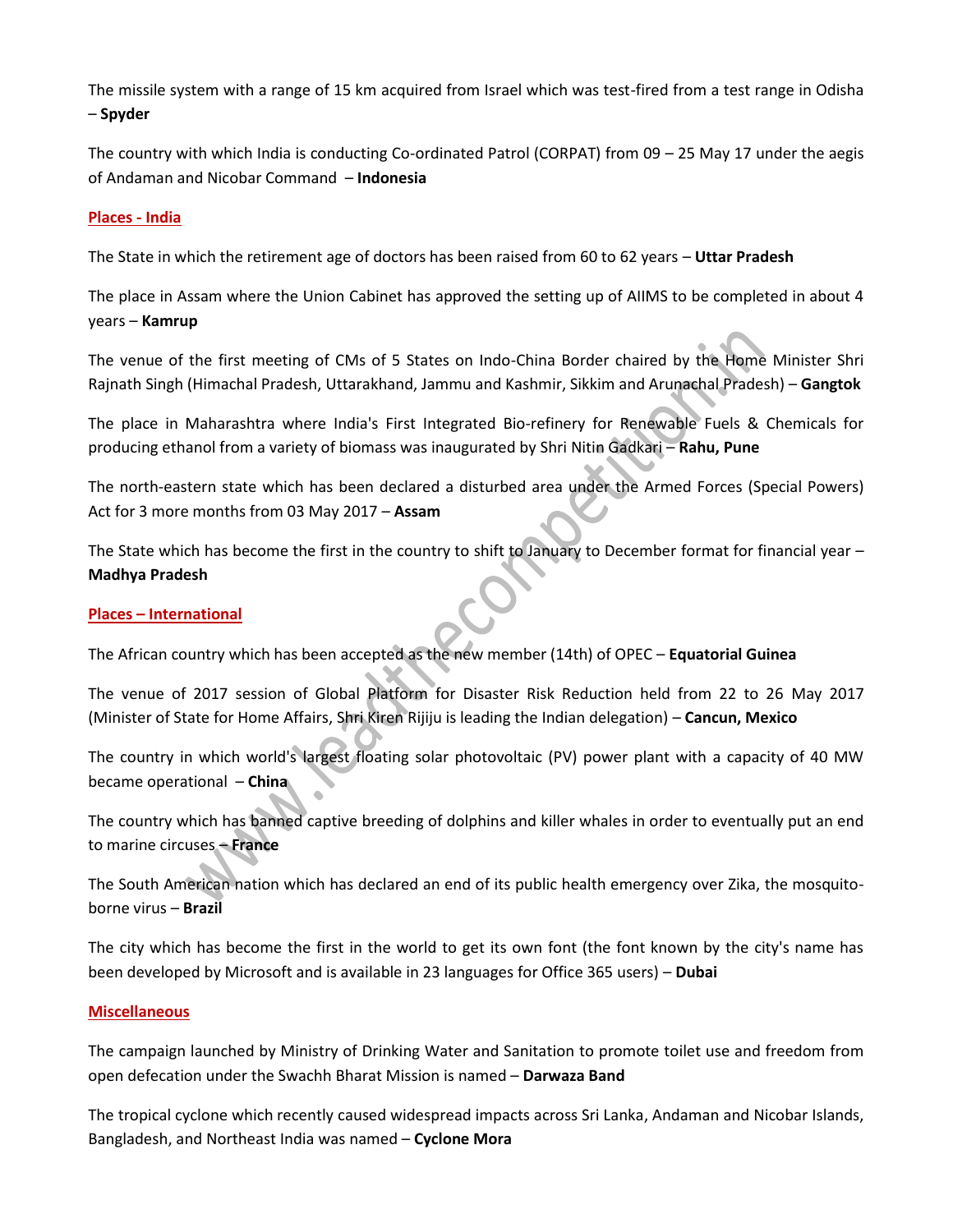The missile system with a range of 15 km acquired from Israel which was test-fired from a test range in Odisha – **Spyder**

The country with which India is conducting Co-ordinated Patrol (CORPAT) from 09 – 25 May 17 under the aegis of Andaman and Nicobar Command – **Indonesia**

## Places - India

The State in which the retirement age of doctors has been raised from 60 to 62 years – **Uttar Pradesh**

The place in Assam where the Union Cabinet has approved the setting up of AIIMS to be completed in about 4 years – **Kamrup**

The venue of the first meeting of CMs of 5 States on Indo-China Border chaired by the Home Minister Shri Rajnath Singh (Himachal Pradesh, Uttarakhand, Jammu and Kashmir, Sikkim and Arunachal Pradesh) – **Gangtok**

The place in Maharashtra where India's First Integrated Bio-refinery for Renewable Fuels & Chemicals for producing ethanol from a variety of biomass was inaugurated by Shri Nitin Gadkari – **Rahu, Pune**

The north-eastern state which has been declared a disturbed area under the Armed Forces (Special Powers) Act for 3 more months from 03 May 2017 – **Assam**

The State which has become the first in the country to shift to January to December format for financial year – **Madhya Pradesh**

## Places – International

The African country which has been accepted as the new member (14th) of OPEC – **Equatorial Guinea**

The venue of 2017 session of Global Platform for Disaster Risk Reduction held from 22 to 26 May 2017 (Minister of State for Home Affairs, Shri Kiren Rijiju is leading the Indian delegation) – **Cancun, Mexico**

The country in which world's largest floating solar photovoltaic (PV) power plant with a capacity of 40 MW became operational – **China**

The country which has banned captive breeding of dolphins and killer whales in order to eventually put an end to marine circuses – **France**

The South American nation which has declared an end of its public health emergency over Zika, the mosquito-borne virus – **Brazil**

The city which has become the first in the world to get its own font (the font known by the city's name has been developed by Microsoft and is available in 23 languages for Office 365 users) – **Dubai**

## Miscellaneous

The campaign launched by Ministry of Drinking Water and Sanitation to promote toilet use and freedom from open defecation under the Swachh Bharat Mission is named – **Darwaza Band**

The tropical cyclone which recently caused widespread impacts across Sri Lanka, Andaman and Nicobar Islands, Bangladesh, and Northeast India was named – **Cyclone Mora**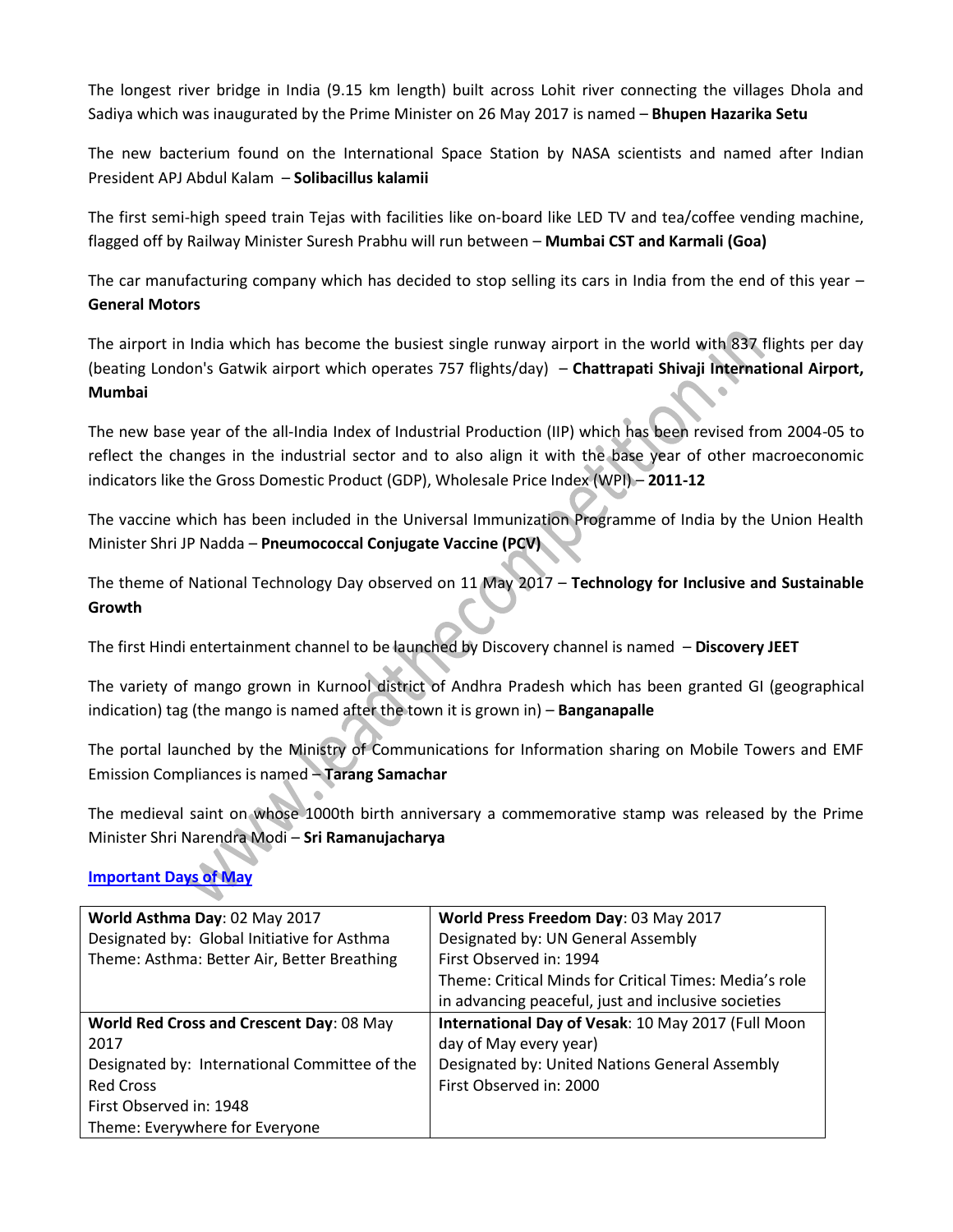The longest river bridge in India (9.15 km length) built across Lohit river connecting the villages Dhola and Sadiya which was inaugurated by the Prime Minister on 26 May 2017 is named – **Bhupen Hazarika Setu**

The new bacterium found on the International Space Station by NASA scientists and named after Indian President APJ Abdul Kalam – **Solibacillus kalamii**

The first semi-high speed train Tejas with facilities like on-board like LED TV and tea/coffee vending machine, flagged off by Railway Minister Suresh Prabhu will run between – **Mumbai CST and Karmali (Goa)**

The car manufacturing company which has decided to stop selling its cars in India from the end of this year – **General Motors**

The airport in India which has become the busiest single runway airport in the world with 837 flights per day (beating London's Gatwik airport which operates 757 flights/day) – **Chattrapati Shivaji International Airport, Mumbai**

The new base year of the all-India Index of Industrial Production (IIP) which has been revised from 2004-05 to reflect the changes in the industrial sector and to also align it with the base year of other macroeconomic indicators like the Gross Domestic Product (GDP), Wholesale Price Index (WPI) – **2011-12**

The vaccine which has been included in the Universal Immunization Programme of India by the Union Health Minister Shri JP Nadda – **Pneumococcal Conjugate Vaccine (PCV)**

The theme of National Technology Day observed on 11 May 2017 – **Technology for Inclusive and Sustainable Growth**

The first Hindi entertainment channel to be launched by Discovery channel is named – **Discovery JEET**

The variety of mango grown in Kurnool district of Andhra Pradesh which has been granted GI (geographical indication) tag (the mango is named after the town it is grown in) – **Banganapalle**

The portal launched by the Ministry of Communications for Information sharing on Mobile Towers and EMF Emission Compliances is named – **Tarang Samachar**

The medieval saint on whose 1000th birth anniversary a commemorative stamp was released by the Prime Minister Shri Narendra Modi – **Sri Ramanujacharya**

## Important Days of May

| | |
|---|---|
| **World Asthma Day**: 02 May 2017<br>Designated by: Global Initiative for Asthma<br>Theme: Asthma: Better Air, Better Breathing | **World Press Freedom Day**: 03 May 2017<br>Designated by: UN General Assembly<br>First Observed in: 1994<br>Theme: Critical Minds for Critical Times: Media's role in advancing peaceful, just and inclusive societies |
| **World Red Cross and Crescent Day**: 08 May 2017<br>Designated by: International Committee of the Red Cross<br>First Observed in: 1948<br>Theme: Everywhere for Everyone | **International Day of Vesak**: 10 May 2017 (Full Moon day of May every year)<br>Designated by: United Nations General Assembly<br>First Observed in: 2000 |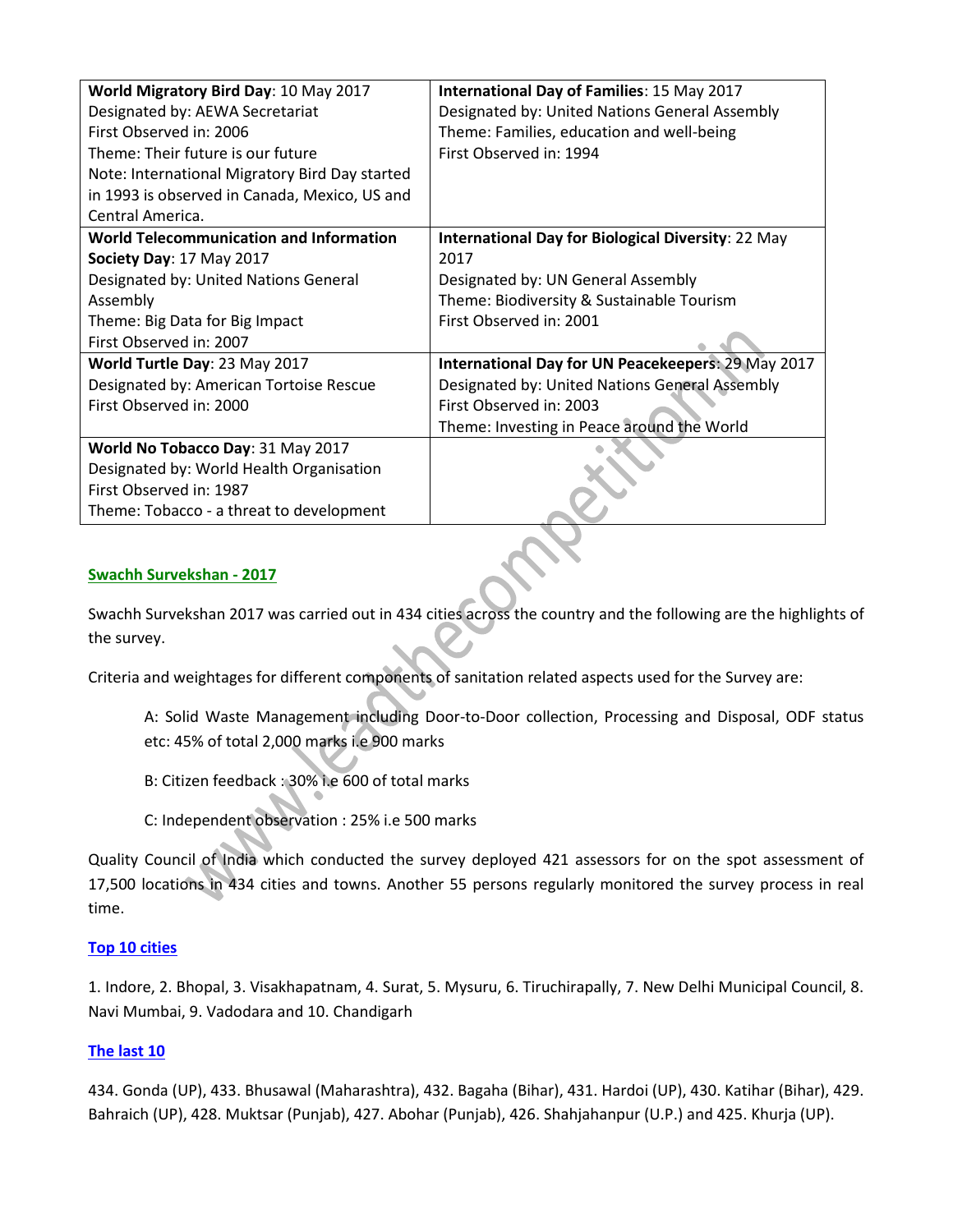| World Migratory Bird Day: 10 May 2017 | International Day of Families: 15 May 2017 |
|---|---|
| Designated by: AEWA Secretariat<br>First Observed in: 2006<br>Theme: Their future is our future<br>Note: International Migratory Bird Day started in 1993 is observed in Canada, Mexico, US and Central America. | Designated by: United Nations General Assembly<br>Theme: Families, education and well-being<br>First Observed in: 1994 |
| **World Telecommunication and Information Society Day**: 17 May 2017<br>Designated by: United Nations General Assembly<br>Theme: Big Data for Big Impact<br>First Observed in: 2007 | **International Day for Biological Diversity**: 22 May 2017<br>Designated by: UN General Assembly<br>Theme: Biodiversity & Sustainable Tourism<br>First Observed in: 2001 |
| **World Turtle Day**: 23 May 2017<br>Designated by: American Tortoise Rescue<br>First Observed in: 2000 | **International Day for UN Peacekeepers**: 29 May 2017<br>Designated by: United Nations General Assembly<br>First Observed in: 2003<br>Theme: Investing in Peace around the World |
| **World No Tobacco Day**: 31 May 2017<br>Designated by: World Health Organisation<br>First Observed in: 1987<br>Theme: Tobacco - a threat to development | |

## Swachh Survekshan - 2017

Swachh Survekshan 2017 was carried out in 434 cities across the country and the following are the highlights of the survey.

Criteria and weightages for different components of sanitation related aspects used for the Survey are:

A: Solid Waste Management including Door-to-Door collection, Processing and Disposal, ODF status etc: 45% of total 2,000 marks i.e 900 marks

B: Citizen feedback : 30% i.e 600 of total marks

C: Independent observation : 25% i.e 500 marks

Quality Council of India which conducted the survey deployed 421 assessors for on the spot assessment of 17,500 locations in 434 cities and towns. Another 55 persons regularly monitored the survey process in real time.

### Top 10 cities

1. Indore, 2. Bhopal, 3. Visakhapatnam, 4. Surat, 5. Mysuru, 6. Tiruchirapally, 7. New Delhi Municipal Council, 8. Navi Mumbai, 9. Vadodara and 10. Chandigarh

### The last 10

434. Gonda (UP), 433. Bhusawal (Maharashtra), 432. Bagaha (Bihar), 431. Hardoi (UP), 430. Katihar (Bihar), 429. Bahraich (UP), 428. Muktsar (Punjab), 427. Abohar (Punjab), 426. Shahjahanpur (U.P.) and 425. Khurja (UP).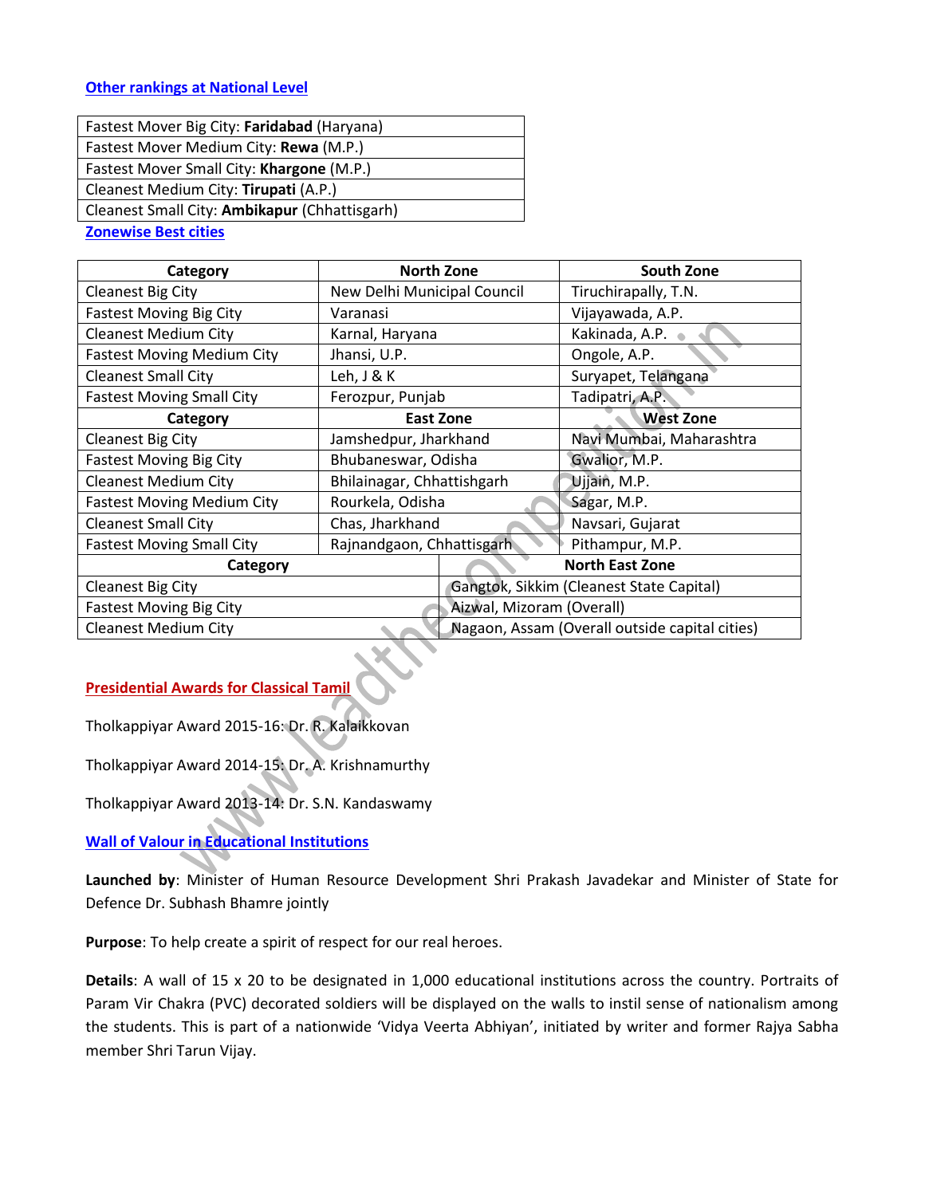**Other rankings at National Level**

| Fastest Mover Big City: **Faridabad** (Haryana) |
|---|
| Fastest Mover Medium City: **Rewa** (M.P.) |
| Fastest Mover Small City: **Khargone** (M.P.) |
| Cleanest Medium City: **Tirupati** (A.P.) |
| Cleanest Small City: **Ambikapur** (Chhattisgarh) |

**Zonewise Best cities**

| Category | North Zone | South Zone |
|---|---|---|
| Cleanest Big City | New Delhi Municipal Council | Tiruchirapally, T.N. |
| Fastest Moving Big City | Varanasi | Vijayawada, A.P. |
| Cleanest Medium City | Karnal, Haryana | Kakinada, A.P. |
| Fastest Moving Medium City | Jhansi, U.P. | Ongole, A.P. |
| Cleanest Small City | Leh, J & K | Suryapet, Telangana |
| Fastest Moving Small City | Ferozpur, Punjab | Tadipatri, A.P. |
| **Category** | **East Zone** | **West Zone** |
| Cleanest Big City | Jamshedpur, Jharkhand | Navi Mumbai, Maharashtra |
| Fastest Moving Big City | Bhubaneswar, Odisha | Gwalior, M.P. |
| Cleanest Medium City | Bhilainagar, Chhattishgarh | Ujjain, M.P. |
| Fastest Moving Medium City | Rourkela, Odisha | Sagar, M.P. |
| Cleanest Small City | Chas, Jharkhand | Navsari, Gujarat |
| Fastest Moving Small City | Rajnandgaon, Chhattisgarh | Pithampur, M.P. |

| Category | North East Zone |
|---|---|
| Cleanest Big City | Gangtok, Sikkim (Cleanest State Capital) |
| Fastest Moving Big City | Aizwal, Mizoram (Overall) |
| Cleanest Medium City | Nagaon, Assam (Overall outside capital cities) |

**Presidential Awards for Classical Tamil**

Tholkappiyar Award 2015-16: Dr. R. Kalaikkovan

Tholkappiyar Award 2014-15: Dr. A. Krishnamurthy

Tholkappiyar Award 2013-14: Dr. S.N. Kandaswamy

**Wall of Valour in Educational Institutions**

**Launched by**: Minister of Human Resource Development Shri Prakash Javadekar and Minister of State for Defence Dr. Subhash Bhamre jointly

**Purpose**: To help create a spirit of respect for our real heroes.

**Details**: A wall of 15 x 20 to be designated in 1,000 educational institutions across the country. Portraits of Param Vir Chakra (PVC) decorated soldiers will be displayed on the walls to instil sense of nationalism among the students. This is part of a nationwide 'Vidya Veerta Abhiyan', initiated by writer and former Rajya Sabha member Shri Tarun Vijay.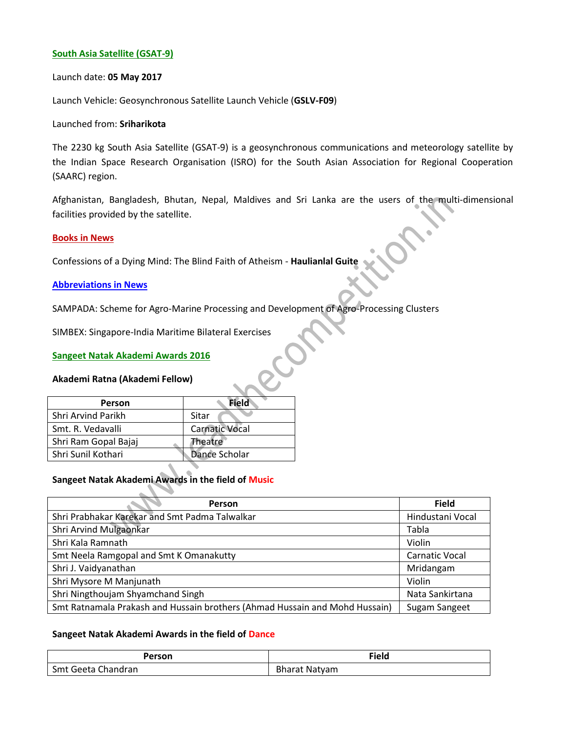## South Asia Satellite (GSAT-9)

Launch date: **05 May 2017**

Launch Vehicle: Geosynchronous Satellite Launch Vehicle (**GSLV-F09**)

Launched from: **Sriharikota**

The 2230 kg South Asia Satellite (GSAT-9) is a geosynchronous communications and meteorology satellite by the Indian Space Research Organisation (ISRO) for the South Asian Association for Regional Cooperation (SAARC) region.

Afghanistan, Bangladesh, Bhutan, Nepal, Maldives and Sri Lanka are the users of the multi-dimensional facilities provided by the satellite.

## Books in News

Confessions of a Dying Mind: The Blind Faith of Atheism - **Haulianlal Guite**

## Abbreviations in News

SAMPADA: Scheme for Agro-Marine Processing and Development of Agro-Processing Clusters

SIMBEX: Singapore-India Maritime Bilateral Exercises

## Sangeet Natak Akademi Awards 2016

### Akademi Ratna (Akademi Fellow)

| Person | Field |
|---|---|
| Shri Arvind Parikh | Sitar |
| Smt. R. Vedavalli | Carnatic Vocal |
| Shri Ram Gopal Bajaj | Theatre |
| Shri Sunil Kothari | Dance Scholar |

### Sangeet Natak Akademi Awards in the field of Music

| Person | Field |
|---|---|
| Shri Prabhakar Karekar and Smt Padma Talwalkar | Hindustani Vocal |
| Shri Arvind Mulgaonkar | Tabla |
| Shri Kala Ramnath | Violin |
| Smt Neela Ramgopal and Smt K Omanakutty | Carnatic Vocal |
| Shri J. Vaidyanathan | Mridangam |
| Shri Mysore M Manjunath | Violin |
| Shri Ningthoujam Shyamchand Singh | Nata Sankirtana |
| Smt Ratnamala Prakash and Hussain brothers (Ahmad Hussain and Mohd Hussain) | Sugam Sangeet |

### Sangeet Natak Akademi Awards in the field of Dance

| Person | Field |
|---|---|
| Smt Geeta Chandran | Bharat Natyam |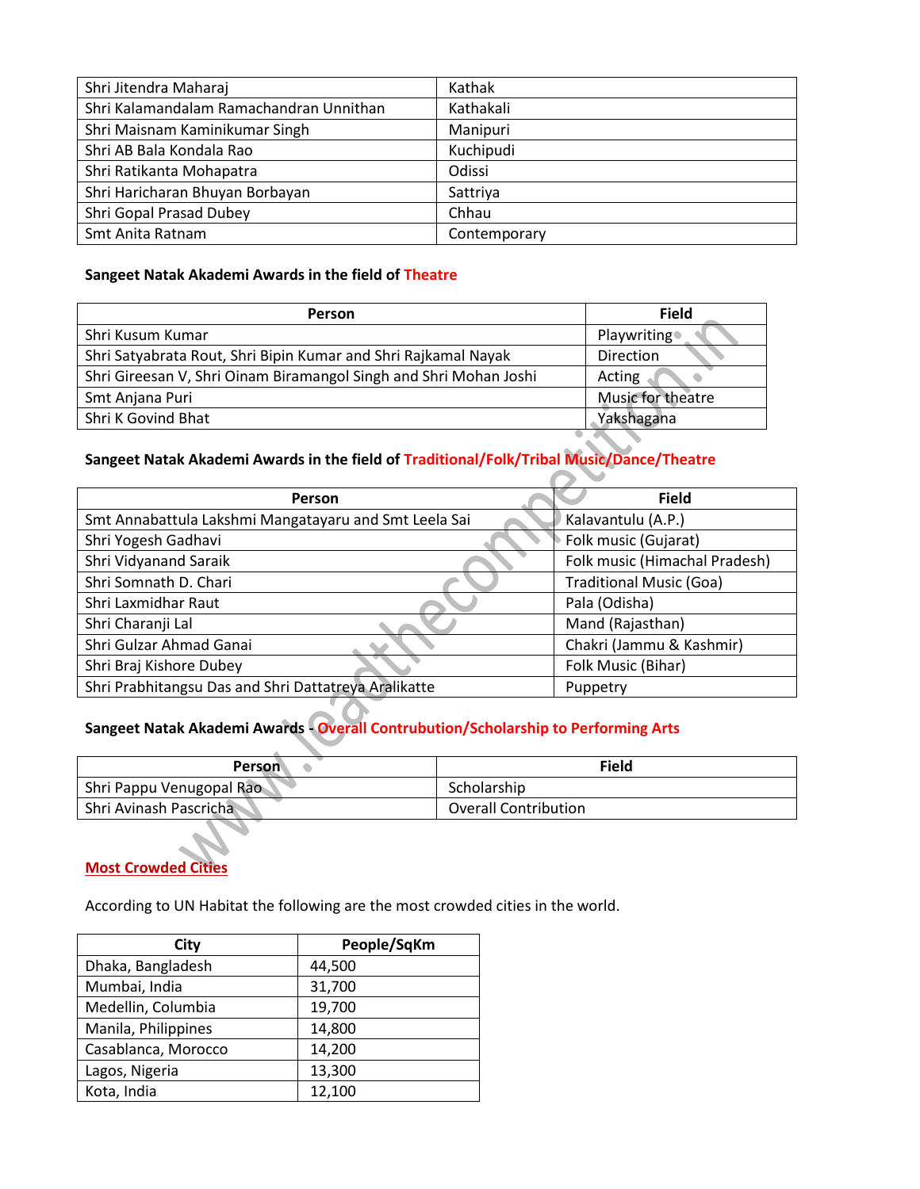| | |
|---|---|
| Shri Jitendra Maharaj | Kathak |
| Shri Kalamandalam Ramachandran Unnithan | Kathakali |
| Shri Maisnam Kaminikumar Singh | Manipuri |
| Shri AB Bala Kondala Rao | Kuchipudi |
| Shri Ratikanta Mohapatra | Odissi |
| Shri Haricharan Bhuyan Borbayan | Sattriya |
| Shri Gopal Prasad Dubey | Chhau |
| Smt Anita Ratnam | Contemporary |

**Sangeet Natak Akademi Awards in the field of Theatre**

| Person | Field |
|---|---|
| Shri Kusum Kumar | Playwriting |
| Shri Satyabrata Rout, Shri Bipin Kumar and Shri Rajkamal Nayak | Direction |
| Shri Gireesan V, Shri Oinam Biramangol Singh and Shri Mohan Joshi | Acting |
| Smt Anjana Puri | Music for theatre |
| Shri K Govind Bhat | Yakshagana |

**Sangeet Natak Akademi Awards in the field of Traditional/Folk/Tribal Music/Dance/Theatre**

| Person | Field |
|---|---|
| Smt Annabattula Lakshmi Mangatayaru and Smt Leela Sai | Kalavantulu (A.P.) |
| Shri Yogesh Gadhavi | Folk music (Gujarat) |
| Shri Vidyanand Saraik | Folk music (Himachal Pradesh) |
| Shri Somnath D. Chari | Traditional Music (Goa) |
| Shri Laxmidhar Raut | Pala (Odisha) |
| Shri Charanji Lal | Mand (Rajasthan) |
| Shri Gulzar Ahmad Ganai | Chakri (Jammu & Kashmir) |
| Shri Braj Kishore Dubey | Folk Music (Bihar) |
| Shri Prabhitangsu Das and Shri Dattatreya Aralikatte | Puppetry |

**Sangeet Natak Akademi Awards - Overall Contrubution/Scholarship to Performing Arts**

| Person | Field |
|---|---|
| Shri Pappu Venugopal Rao | Scholarship |
| Shri Avinash Pascricha | Overall Contribution |

## Most Crowded Cities

According to UN Habitat the following are the most crowded cities in the world.

| City | People/SqKm |
|---|---|
| Dhaka, Bangladesh | 44,500 |
| Mumbai, India | 31,700 |
| Medellin, Columbia | 19,700 |
| Manila, Philippines | 14,800 |
| Casablanca, Morocco | 14,200 |
| Lagos, Nigeria | 13,300 |
| Kota, India | 12,100 |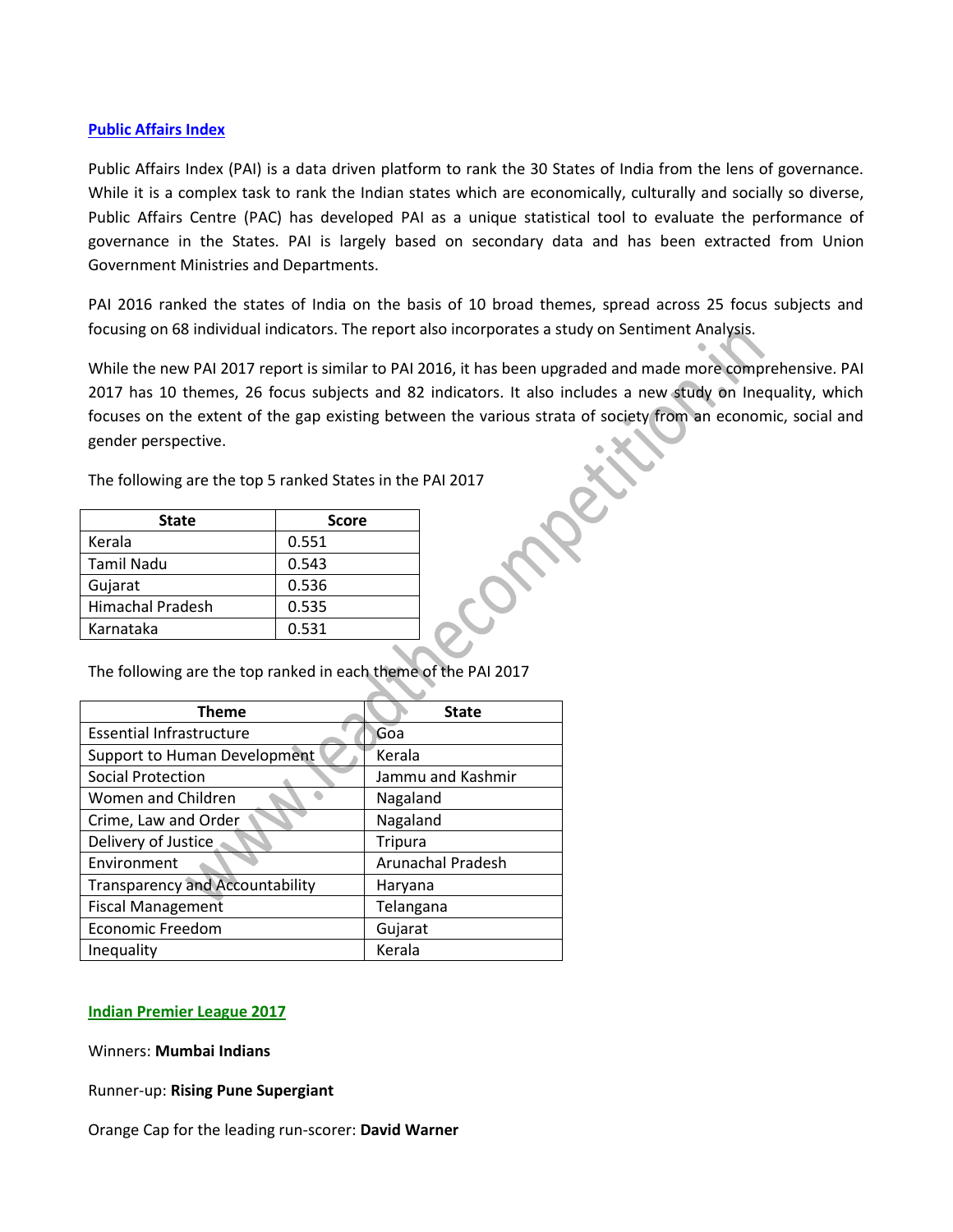## Public Affairs Index

Public Affairs Index (PAI) is a data driven platform to rank the 30 States of India from the lens of governance. While it is a complex task to rank the Indian states which are economically, culturally and socially so diverse, Public Affairs Centre (PAC) has developed PAI as a unique statistical tool to evaluate the performance of governance in the States. PAI is largely based on secondary data and has been extracted from Union Government Ministries and Departments.

PAI 2016 ranked the states of India on the basis of 10 broad themes, spread across 25 focus subjects and focusing on 68 individual indicators. The report also incorporates a study on Sentiment Analysis.

While the new PAI 2017 report is similar to PAI 2016, it has been upgraded and made more comprehensive. PAI 2017 has 10 themes, 26 focus subjects and 82 indicators. It also includes a new study on Inequality, which focuses on the extent of the gap existing between the various strata of society from an economic, social and gender perspective.

The following are the top 5 ranked States in the PAI 2017

| State | Score |
|---|---|
| Kerala | 0.551 |
| Tamil Nadu | 0.543 |
| Gujarat | 0.536 |
| Himachal Pradesh | 0.535 |
| Karnataka | 0.531 |

The following are the top ranked in each theme of the PAI 2017

| Theme | State |
|---|---|
| Essential Infrastructure | Goa |
| Support to Human Development | Kerala |
| Social Protection | Jammu and Kashmir |
| Women and Children | Nagaland |
| Crime, Law and Order | Nagaland |
| Delivery of Justice | Tripura |
| Environment | Arunachal Pradesh |
| Transparency and Accountability | Haryana |
| Fiscal Management | Telangana |
| Economic Freedom | Gujarat |
| Inequality | Kerala |

## Indian Premier League 2017

Winners: **Mumbai Indians**

Runner-up: **Rising Pune Supergiant**

Orange Cap for the leading run-scorer: **David Warner**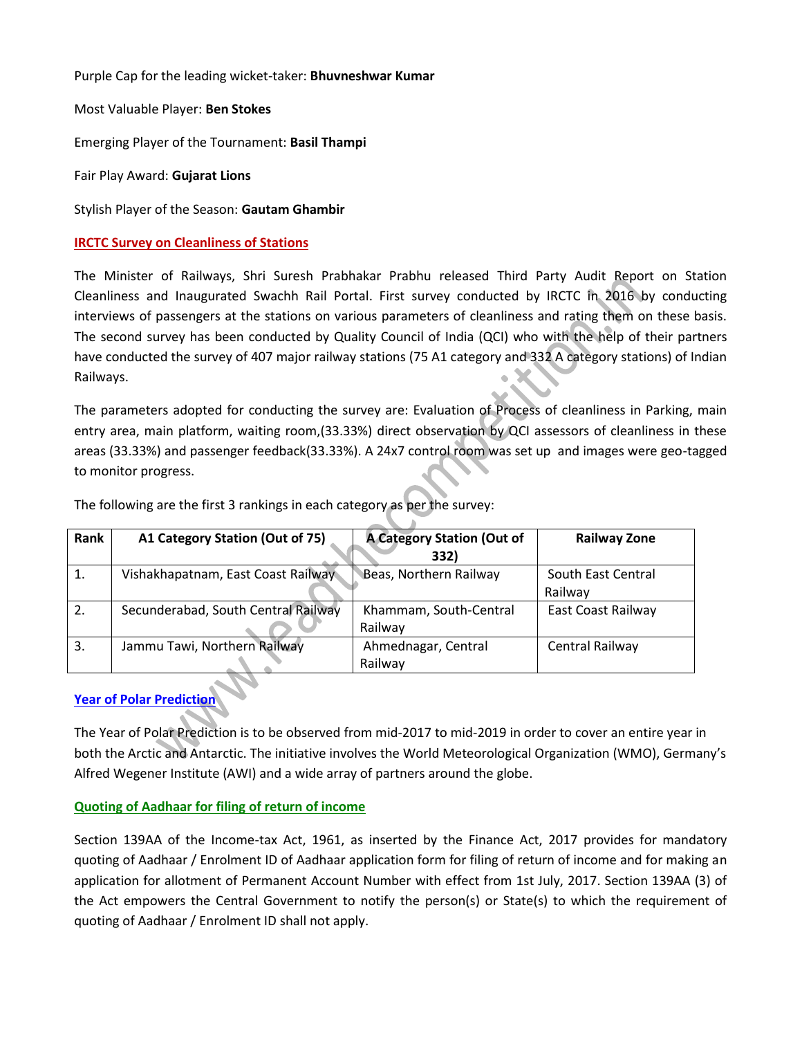Purple Cap for the leading wicket-taker: **Bhuvneshwar Kumar**

Most Valuable Player: **Ben Stokes**

Emerging Player of the Tournament: **Basil Thampi**

Fair Play Award: **Gujarat Lions**

Stylish Player of the Season: **Gautam Ghambir**

## IRCTC Survey on Cleanliness of Stations

The Minister of Railways, Shri Suresh Prabhakar Prabhu released Third Party Audit Report on Station Cleanliness and Inaugurated Swachh Rail Portal. First survey conducted by IRCTC in 2016 by conducting interviews of passengers at the stations on various parameters of cleanliness and rating them on these basis. The second survey has been conducted by Quality Council of India (QCI) who with the help of their partners have conducted the survey of 407 major railway stations (75 A1 category and 332 A category stations) of Indian Railways.

The parameters adopted for conducting the survey are: Evaluation of Process of cleanliness in Parking, main entry area, main platform, waiting room,(33.33%) direct observation by QCI assessors of cleanliness in these areas (33.33%) and passenger feedback(33.33%). A 24x7 control room was set up and images were geo-tagged to monitor progress.

The following are the first 3 rankings in each category as per the survey:

| Rank | A1 Category Station (Out of 75) | A Category Station (Out of 332) | Railway Zone |
|---|---|---|---|
| 1. | Vishakhapatnam, East Coast Railway | Beas, Northern Railway | South East Central Railway |
| 2. | Secunderabad, South Central Railway | Khammam, South-Central Railway | East Coast Railway |
| 3. | Jammu Tawi, Northern Railway | Ahmednagar, Central Railway | Central Railway |

## Year of Polar Prediction

The Year of Polar Prediction is to be observed from mid-2017 to mid-2019 in order to cover an entire year in both the Arctic and Antarctic. The initiative involves the World Meteorological Organization (WMO), Germany's Alfred Wegener Institute (AWI) and a wide array of partners around the globe.

## Quoting of Aadhaar for filing of return of income

Section 139AA of the Income-tax Act, 1961, as inserted by the Finance Act, 2017 provides for mandatory quoting of Aadhaar / Enrolment ID of Aadhaar application form for filing of return of income and for making an application for allotment of Permanent Account Number with effect from 1st July, 2017. Section 139AA (3) of the Act empowers the Central Government to notify the person(s) or State(s) to which the requirement of quoting of Aadhaar / Enrolment ID shall not apply.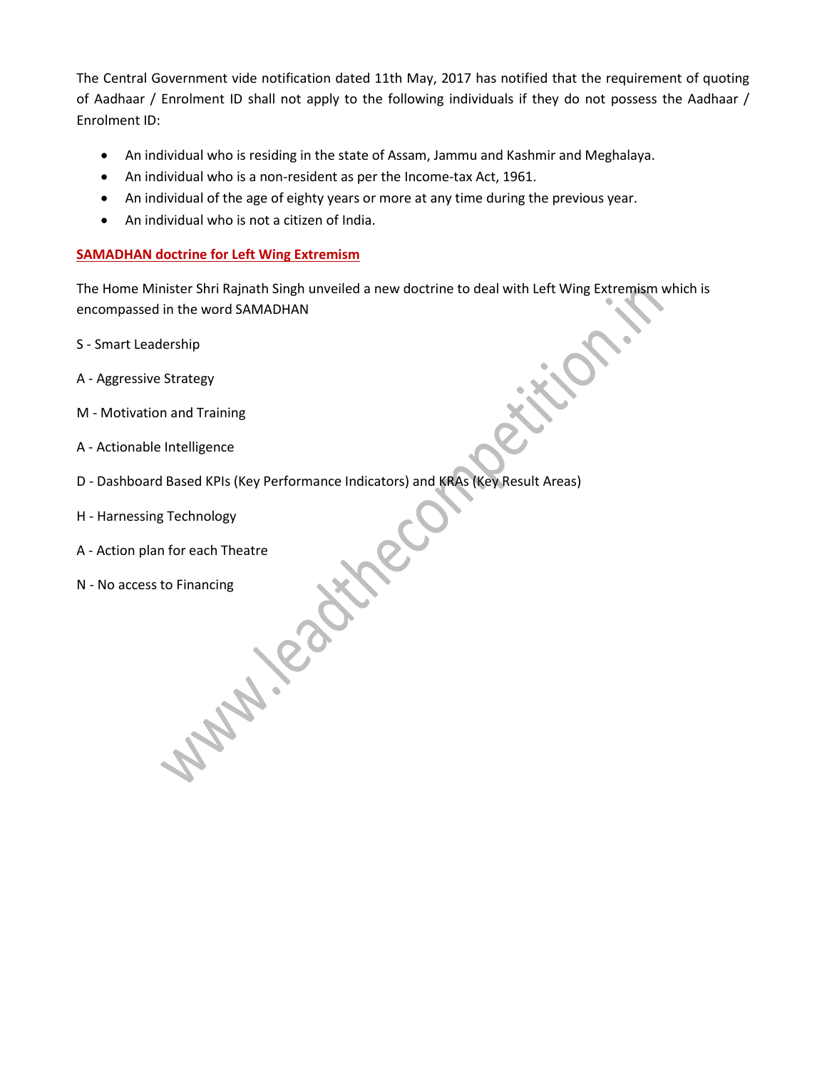The Central Government vide notification dated 11th May, 2017 has notified that the requirement of quoting of Aadhaar / Enrolment ID shall not apply to the following individuals if they do not possess the Aadhaar / Enrolment ID:

- An individual who is residing in the state of Assam, Jammu and Kashmir and Meghalaya.
- An individual who is a non-resident as per the Income-tax Act, 1961.
- An individual of the age of eighty years or more at any time during the previous year.
- An individual who is not a citizen of India.

## SAMADHAN doctrine for Left Wing Extremism

The Home Minister Shri Rajnath Singh unveiled a new doctrine to deal with Left Wing Extremism which is encompassed in the word SAMADHAN

S - Smart Leadership

A - Aggressive Strategy

M - Motivation and Training

A - Actionable Intelligence

D - Dashboard Based KPIs (Key Performance Indicators) and KRAs (Key Result Areas)

H - Harnessing Technology

A - Action plan for each Theatre

N - No access to Financing